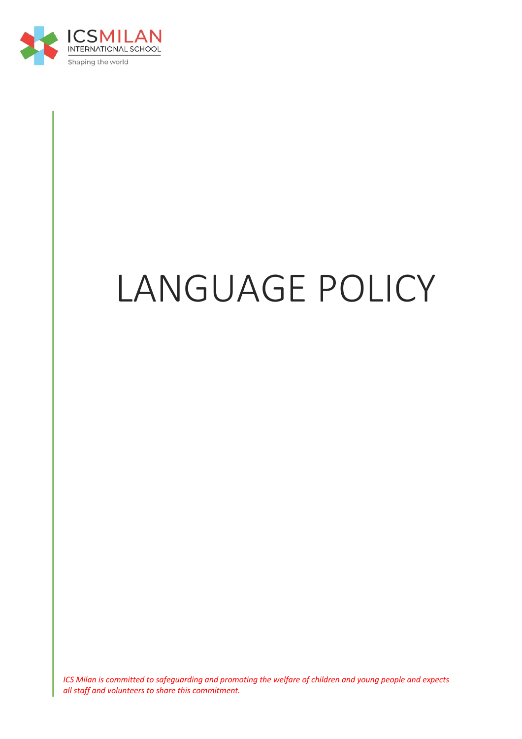ICSMILAN
INTERNATIONAL SCHOOL
Shaping the world

# LANGUAGE POLICY

*ICS Milan is committed to safeguarding and promoting the welfare of children and young people and expects all staff and volunteers to share this commitment.*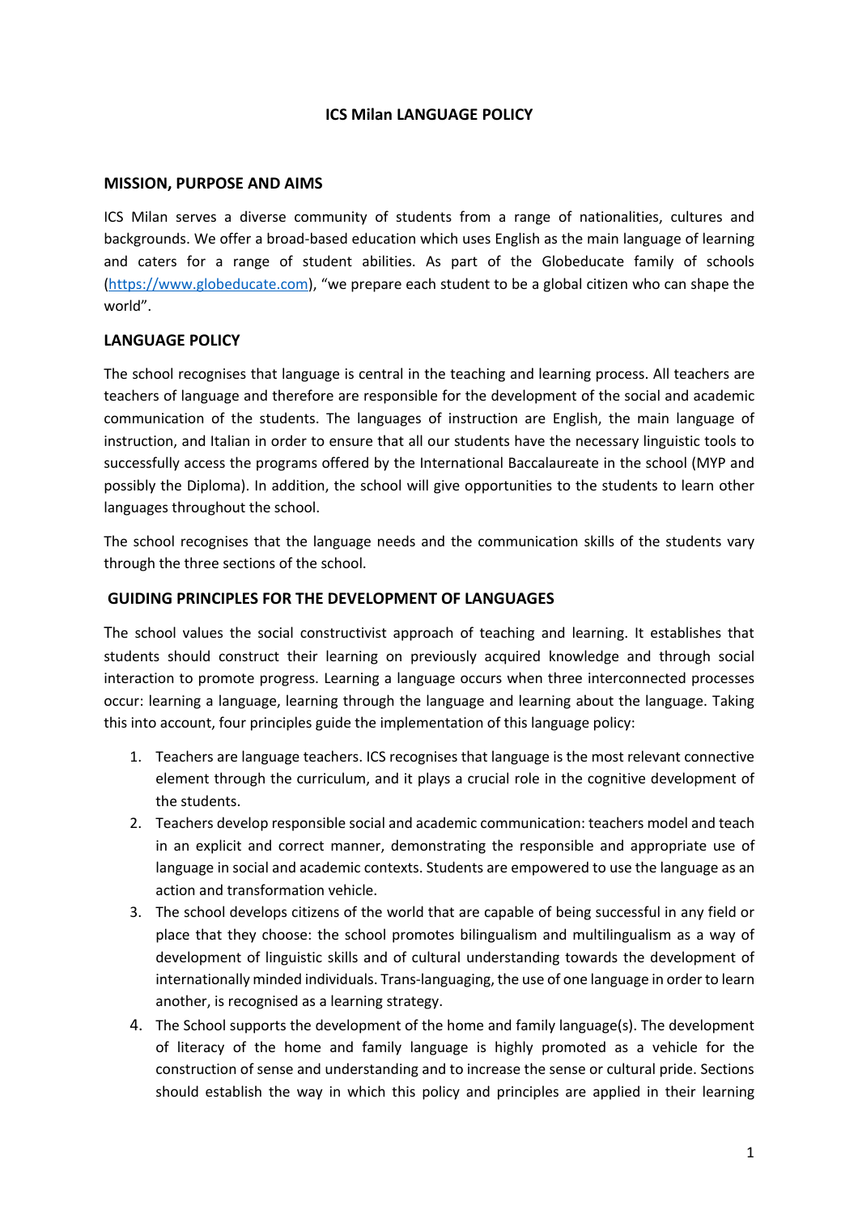**ICS Milan LANGUAGE POLICY**

## MISSION, PURPOSE AND AIMS

ICS Milan serves a diverse community of students from a range of nationalities, cultures and backgrounds. We offer a broad-based education which uses English as the main language of learning and caters for a range of student abilities. As part of the Globeducate family of schools (https://www.globeducate.com), "we prepare each student to be a global citizen who can shape the world".

## LANGUAGE POLICY

The school recognises that language is central in the teaching and learning process. All teachers are teachers of language and therefore are responsible for the development of the social and academic communication of the students. The languages of instruction are English, the main language of instruction, and Italian in order to ensure that all our students have the necessary linguistic tools to successfully access the programs offered by the International Baccalaureate in the school (MYP and possibly the Diploma). In addition, the school will give opportunities to the students to learn other languages throughout the school.

The school recognises that the language needs and the communication skills of the students vary through the three sections of the school.

## GUIDING PRINCIPLES FOR THE DEVELOPMENT OF LANGUAGES

The school values the social constructivist approach of teaching and learning. It establishes that students should construct their learning on previously acquired knowledge and through social interaction to promote progress. Learning a language occurs when three interconnected processes occur: learning a language, learning through the language and learning about the language. Taking this into account, four principles guide the implementation of this language policy:

1. Teachers are language teachers. ICS recognises that language is the most relevant connective element through the curriculum, and it plays a crucial role in the cognitive development of the students.
2. Teachers develop responsible social and academic communication: teachers model and teach in an explicit and correct manner, demonstrating the responsible and appropriate use of language in social and academic contexts. Students are empowered to use the language as an action and transformation vehicle.
3. The school develops citizens of the world that are capable of being successful in any field or place that they choose: the school promotes bilingualism and multilingualism as a way of development of linguistic skills and of cultural understanding towards the development of internationally minded individuals. Trans-languaging, the use of one language in order to learn another, is recognised as a learning strategy.
4. The School supports the development of the home and family language(s). The development of literacy of the home and family language is highly promoted as a vehicle for the construction of sense and understanding and to increase the sense or cultural pride. Sections should establish the way in which this policy and principles are applied in their learning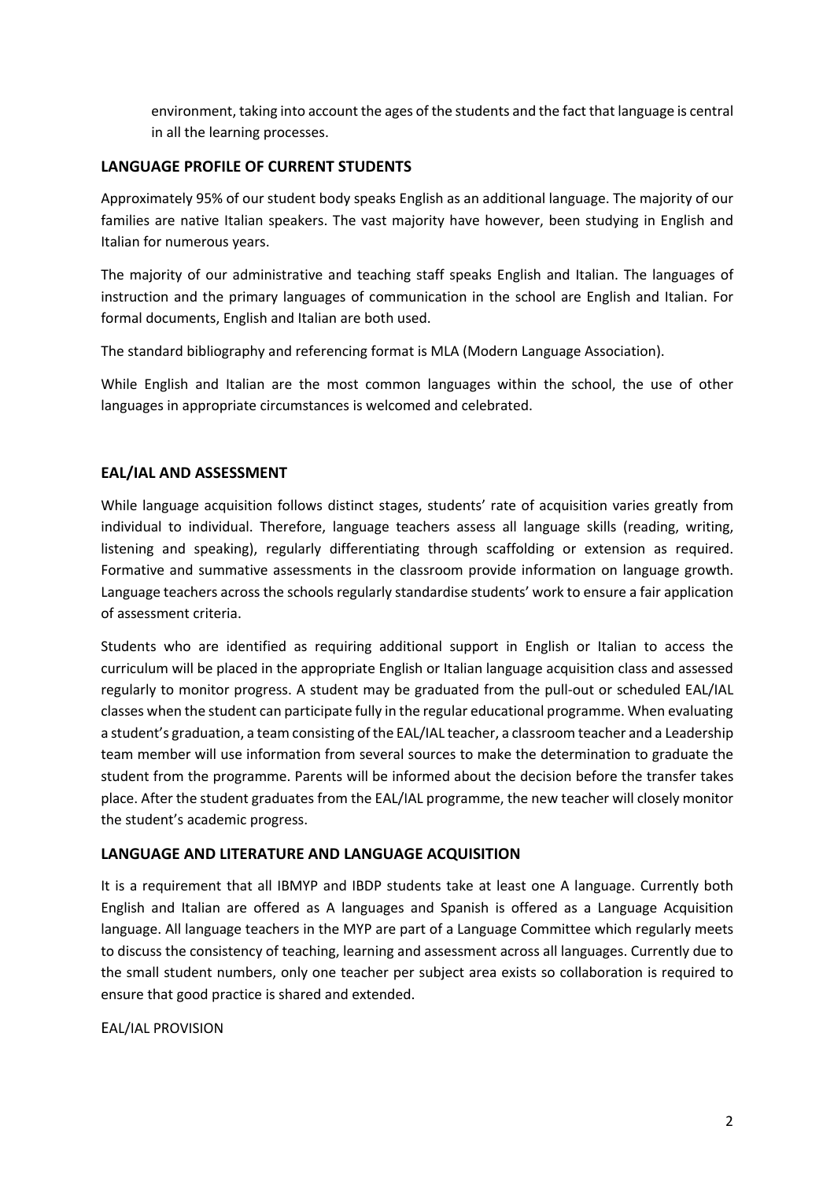environment, taking into account the ages of the students and the fact that language is central in all the learning processes.

## LANGUAGE PROFILE OF CURRENT STUDENTS

Approximately 95% of our student body speaks English as an additional language. The majority of our families are native Italian speakers. The vast majority have however, been studying in English and Italian for numerous years.

The majority of our administrative and teaching staff speaks English and Italian. The languages of instruction and the primary languages of communication in the school are English and Italian. For formal documents, English and Italian are both used.

The standard bibliography and referencing format is MLA (Modern Language Association).

While English and Italian are the most common languages within the school, the use of other languages in appropriate circumstances is welcomed and celebrated.

## EAL/IAL AND ASSESSMENT

While language acquisition follows distinct stages, students' rate of acquisition varies greatly from individual to individual. Therefore, language teachers assess all language skills (reading, writing, listening and speaking), regularly differentiating through scaffolding or extension as required. Formative and summative assessments in the classroom provide information on language growth. Language teachers across the schools regularly standardise students' work to ensure a fair application of assessment criteria.

Students who are identified as requiring additional support in English or Italian to access the curriculum will be placed in the appropriate English or Italian language acquisition class and assessed regularly to monitor progress. A student may be graduated from the pull-out or scheduled EAL/IAL classes when the student can participate fully in the regular educational programme. When evaluating a student's graduation, a team consisting of the EAL/IAL teacher, a classroom teacher and a Leadership team member will use information from several sources to make the determination to graduate the student from the programme. Parents will be informed about the decision before the transfer takes place. After the student graduates from the EAL/IAL programme, the new teacher will closely monitor the student's academic progress.

## LANGUAGE AND LITERATURE AND LANGUAGE ACQUISITION

It is a requirement that all IBMYP and IBDP students take at least one A language. Currently both English and Italian are offered as A languages and Spanish is offered as a Language Acquisition language. All language teachers in the MYP are part of a Language Committee which regularly meets to discuss the consistency of teaching, learning and assessment across all languages. Currently due to the small student numbers, only one teacher per subject area exists so collaboration is required to ensure that good practice is shared and extended.

EAL/IAL PROVISION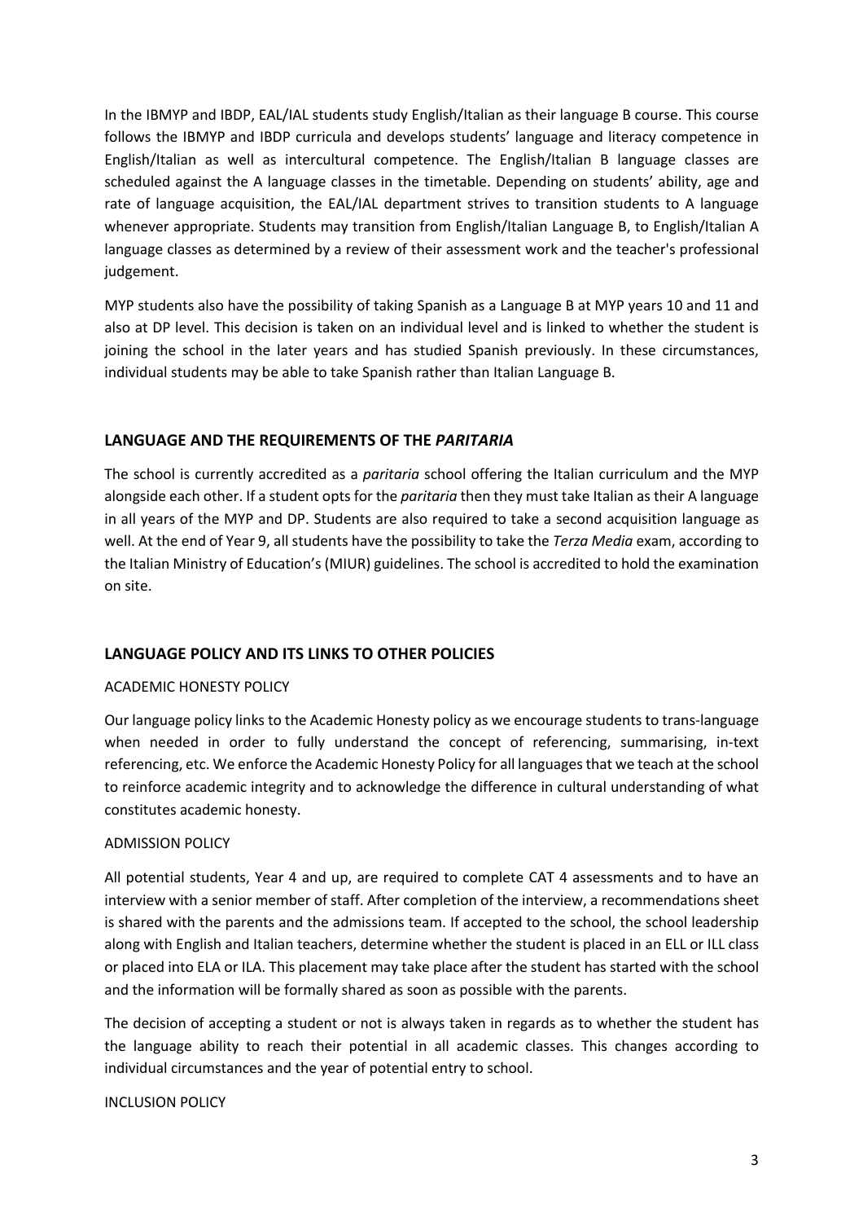In the IBMYP and IBDP, EAL/IAL students study English/Italian as their language B course. This course follows the IBMYP and IBDP curricula and develops students' language and literacy competence in English/Italian as well as intercultural competence. The English/Italian B language classes are scheduled against the A language classes in the timetable. Depending on students' ability, age and rate of language acquisition, the EAL/IAL department strives to transition students to A language whenever appropriate. Students may transition from English/Italian Language B, to English/Italian A language classes as determined by a review of their assessment work and the teacher's professional judgement.

MYP students also have the possibility of taking Spanish as a Language B at MYP years 10 and 11 and also at DP level. This decision is taken on an individual level and is linked to whether the student is joining the school in the later years and has studied Spanish previously. In these circumstances, individual students may be able to take Spanish rather than Italian Language B.

## LANGUAGE AND THE REQUIREMENTS OF THE *PARITARIA*

The school is currently accredited as a *paritaria* school offering the Italian curriculum and the MYP alongside each other. If a student opts for the *paritaria* then they must take Italian as their A language in all years of the MYP and DP. Students are also required to take a second acquisition language as well. At the end of Year 9, all students have the possibility to take the *Terza Media* exam, according to the Italian Ministry of Education's (MIUR) guidelines. The school is accredited to hold the examination on site.

## LANGUAGE POLICY AND ITS LINKS TO OTHER POLICIES

### ACADEMIC HONESTY POLICY

Our language policy links to the Academic Honesty policy as we encourage students to trans-language when needed in order to fully understand the concept of referencing, summarising, in-text referencing, etc. We enforce the Academic Honesty Policy for all languages that we teach at the school to reinforce academic integrity and to acknowledge the difference in cultural understanding of what constitutes academic honesty.

### ADMISSION POLICY

All potential students, Year 4 and up, are required to complete CAT 4 assessments and to have an interview with a senior member of staff. After completion of the interview, a recommendations sheet is shared with the parents and the admissions team. If accepted to the school, the school leadership along with English and Italian teachers, determine whether the student is placed in an ELL or ILL class or placed into ELA or ILA. This placement may take place after the student has started with the school and the information will be formally shared as soon as possible with the parents.

The decision of accepting a student or not is always taken in regards as to whether the student has the language ability to reach their potential in all academic classes. This changes according to individual circumstances and the year of potential entry to school.

### INCLUSION POLICY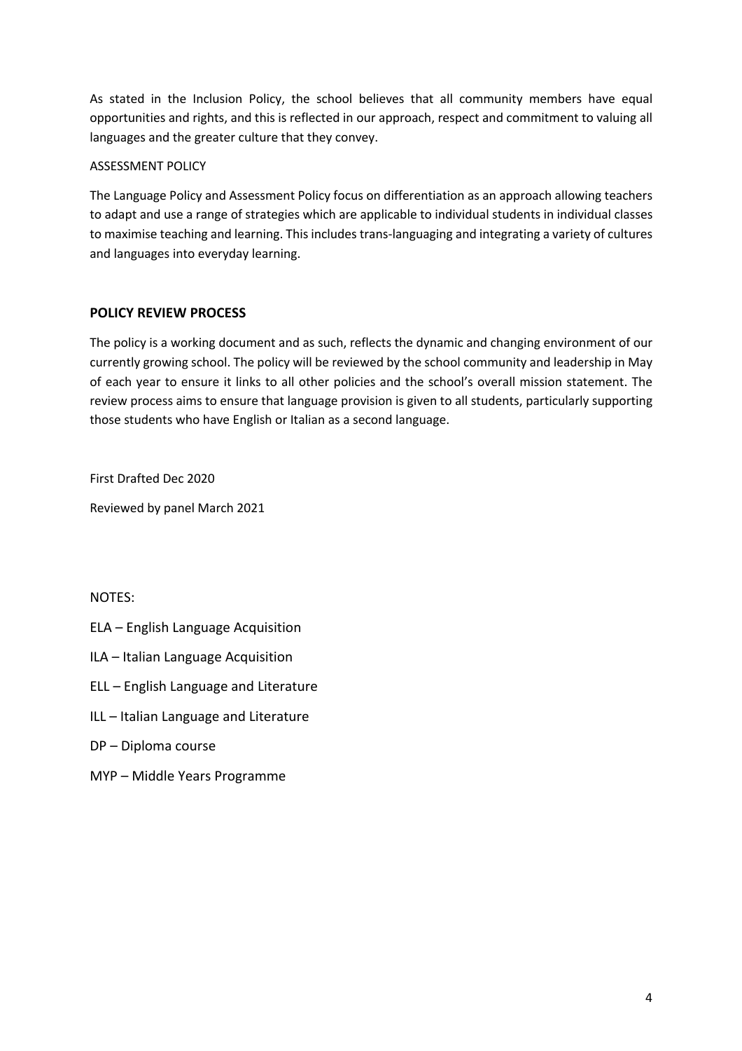As stated in the Inclusion Policy, the school believes that all community members have equal opportunities and rights, and this is reflected in our approach, respect and commitment to valuing all languages and the greater culture that they convey.

ASSESSMENT POLICY

The Language Policy and Assessment Policy focus on differentiation as an approach allowing teachers to adapt and use a range of strategies which are applicable to individual students in individual classes to maximise teaching and learning. This includes trans-languaging and integrating a variety of cultures and languages into everyday learning.

## POLICY REVIEW PROCESS

The policy is a working document and as such, reflects the dynamic and changing environment of our currently growing school. The policy will be reviewed by the school community and leadership in May of each year to ensure it links to all other policies and the school's overall mission statement. The review process aims to ensure that language provision is given to all students, particularly supporting those students who have English or Italian as a second language.

First Drafted Dec 2020

Reviewed by panel March 2021

NOTES:

ELA – English Language Acquisition

ILA – Italian Language Acquisition

ELL – English Language and Literature

ILL – Italian Language and Literature

DP – Diploma course

MYP – Middle Years Programme